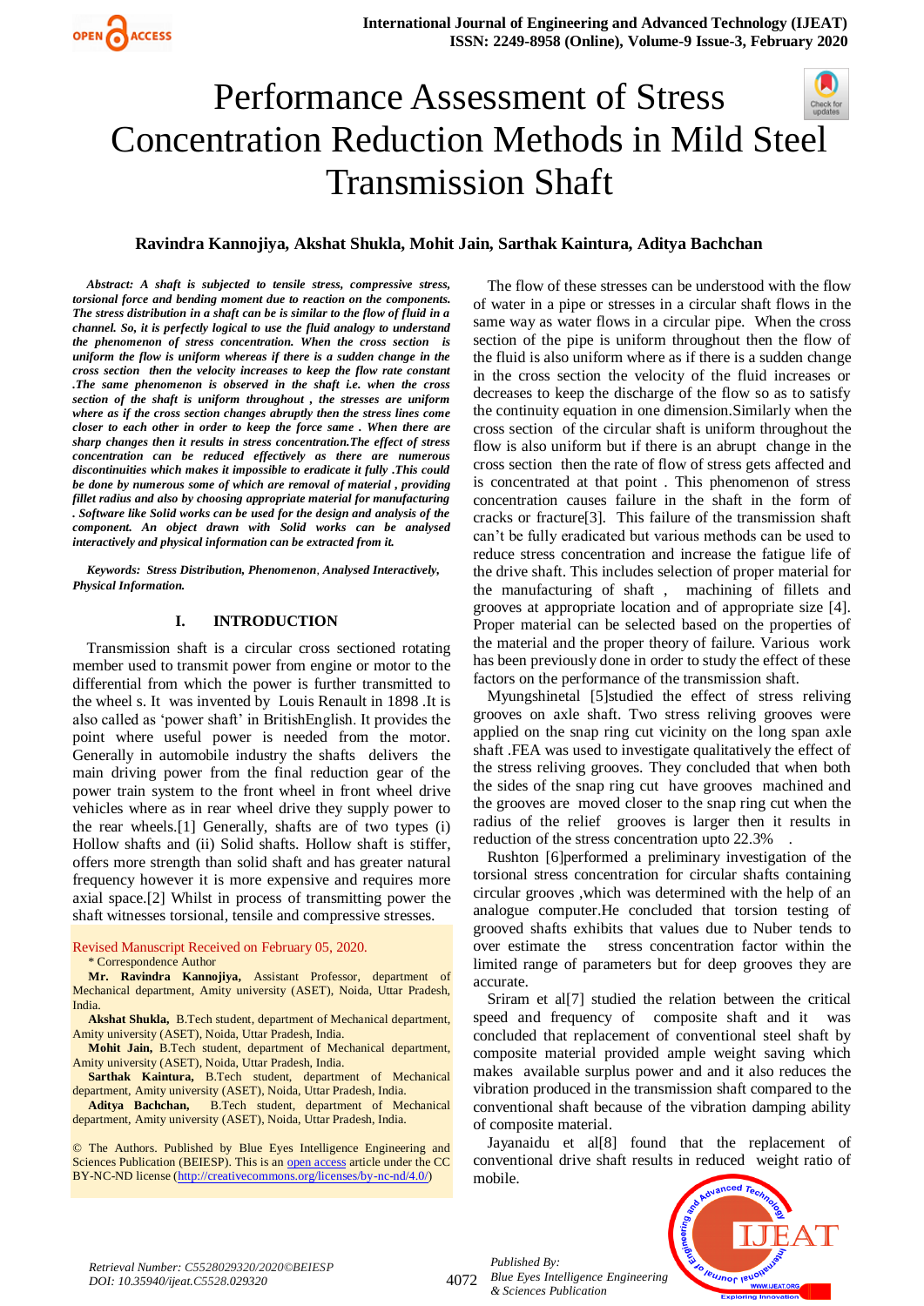// Performance Assessment of Stress Concentration Reduction Methods in Mild Steel Transmission Shaft

**Ravindra Kannojiya, Akshat Shukla, Mohit Jain, Sarthak Kaintura, Aditya Bachchan**

***Abstract:*** ***A shaft is subjected to tensile stress, compressive stress, torsional force and bending moment due to reaction on the components. The stress distribution in a shaft can be is similar to the flow of fluid in a channel. So, it is perfectly logical to use the fluid analogy to understand the phenomenon of stress concentration. When the cross section is uniform the flow is uniform whereas if there is a sudden change in the cross section then the velocity increases to keep the flow rate constant .The same phenomenon is observed in the shaft i.e. when the cross section of the shaft is uniform throughout , the stresses are uniform where as if the cross section changes abruptly then the stress lines come closer to each other in order to keep the force same . When there are sharp changes then it results in stress concentration.The effect of stress concentration can be reduced effectively as there are numerous discontinuities which makes it impossible to eradicate it fully .This could be done by numerous some of which are removal of material , providing fillet radius and also by choosing appropriate material for manufacturing . Software like Solid works can be used for the design and analysis of the component. An object drawn with Solid works can be analysed interactively and physical information can be extracted from it.***

***Keywords:*** ***Stress Distribution, Phenomenon, Analysed Interactively, Physical Information.***

## I. INTRODUCTION

Transmission shaft is a circular cross sectioned rotating member used to transmit power from engine or motor to the differential from which the power is further transmitted to the wheel s. It was invented by Louis Renault in 1898 .It is also called as 'power shaft' in BritishEnglish. It provides the point where useful power is needed from the motor. Generally in automobile industry the shafts delivers the main driving power from the final reduction gear of the power train system to the front wheel in front wheel drive vehicles where as in rear wheel drive they supply power to the rear wheels.[1] Generally, shafts are of two types (i) Hollow shafts and (ii) Solid shafts. Hollow shaft is stiffer, offers more strength than solid shaft and has greater natural frequency however it is more expensive and requires more axial space.[2] Whilst in process of transmitting power the shaft witnesses torsional, tensile and compressive stresses.

Revised Manuscript Received on February 05, 2020.

\* Correspondence Author

**Mr. Ravindra Kannojiya,** Assistant Professor, department of Mechanical department, Amity university (ASET), Noida, Uttar Pradesh, India.

**Akshat Shukla,** B.Tech student, department of Mechanical department, Amity university (ASET), Noida, Uttar Pradesh, India.

**Mohit Jain,** B.Tech student, department of Mechanical department, Amity university (ASET), Noida, Uttar Pradesh, India.

**Sarthak Kaintura,** B.Tech student, department of Mechanical department, Amity university (ASET), Noida, Uttar Pradesh, India.

**Aditya Bachchan,** B.Tech student, department of Mechanical department, Amity university (ASET), Noida, Uttar Pradesh, India.

© The Authors. Published by Blue Eyes Intelligence Engineering and Sciences Publication (BEIESP). This is an open access article under the CC BY-NC-ND license (http://creativecommons.org/licenses/by-nc-nd/4.0/)

The flow of these stresses can be understood with the flow of water in a pipe or stresses in a circular shaft flows in the same way as water flows in a circular pipe. When the cross section of the pipe is uniform throughout then the flow of the fluid is also uniform where as if there is a sudden change in the cross section the velocity of the fluid increases or decreases to keep the discharge of the flow so as to satisfy the continuity equation in one dimension.Similarly when the cross section of the circular shaft is uniform throughout the flow is also uniform but if there is an abrupt change in the cross section then the rate of flow of stress gets affected and is concentrated at that point . This phenomenon of stress concentration causes failure in the shaft in the form of cracks or fracture[3]. This failure of the transmission shaft can't be fully eradicated but various methods can be used to reduce stress concentration and increase the fatigue life of the drive shaft. This includes selection of proper material for the manufacturing of shaft , machining of fillets and grooves at appropriate location and of appropriate size [4]. Proper material can be selected based on the properties of the material and the proper theory of failure. Various work has been previously done in order to study the effect of these factors on the performance of the transmission shaft.

Myungshinetal [5]studied the effect of stress reliving grooves on axle shaft. Two stress reliving grooves were applied on the snap ring cut vicinity on the long span axle shaft .FEA was used to investigate qualitatively the effect of the stress reliving grooves. They concluded that when both the sides of the snap ring cut have grooves machined and the grooves are moved closer to the snap ring cut when the radius of the relief grooves is larger then it results in reduction of the stress concentration upto 22.3% .

Rushton [6]performed a preliminary investigation of the torsional stress concentration for circular shafts containing circular grooves ,which was determined with the help of an analogue computer.He concluded that torsion testing of grooved shafts exhibits that values due to Nuber tends to over estimate the stress concentration factor within the limited range of parameters but for deep grooves they are accurate.

Sriram et al[7] studied the relation between the critical speed and frequency of composite shaft and it was concluded that replacement of conventional steel shaft by composite material provided ample weight saving which makes available surplus power and and it also reduces the vibration produced in the transmission shaft compared to the conventional shaft because of the vibration damping ability of composite material.

Jayanaidu et al[8] found that the replacement of conventional drive shaft results in reduced weight ratio of mobile.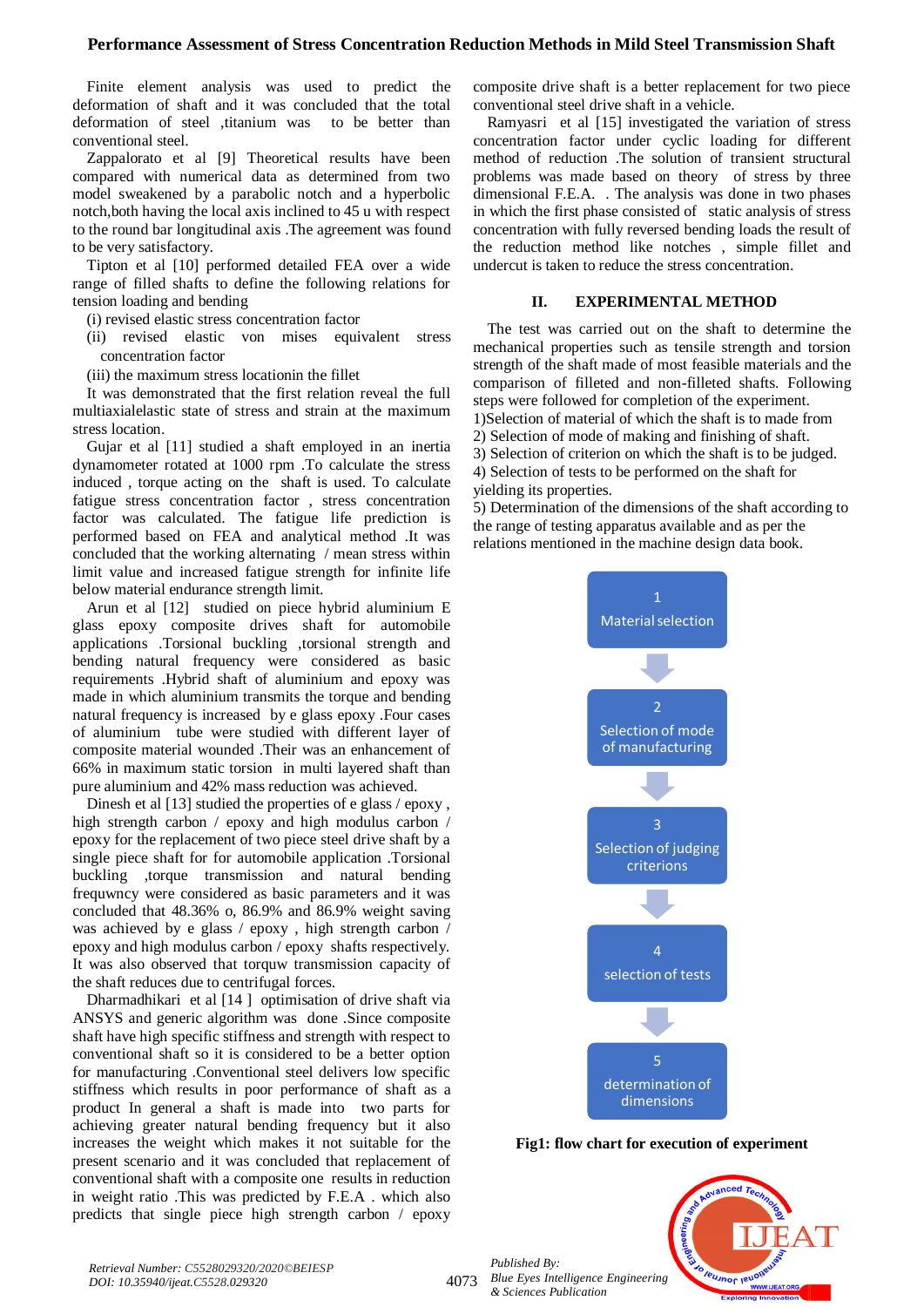Finite element analysis was used to predict the deformation of shaft and it was concluded that the total deformation of steel ,titanium was to be better than conventional steel.

Zappalorato et al [9] Theoretical results have been compared with numerical data as determined from two model sweakened by a parabolic notch and a hyperbolic notch,both having the local axis inclined to 45 u with respect to the round bar longitudinal axis .The agreement was found to be very satisfactory.

Tipton et al [10] performed detailed FEA over a wide range of filled shafts to define the following relations for tension loading and bending

(i) revised elastic stress concentration factor

(ii) revised elastic von mises equivalent stress concentration factor

(iii) the maximum stress locationin the fillet

It was demonstrated that the first relation reveal the full multiaxialelastic state of stress and strain at the maximum stress location.

Gujar et al [11] studied a shaft employed in an inertia dynamometer rotated at 1000 rpm .To calculate the stress induced , torque acting on the shaft is used. To calculate fatigue stress concentration factor , stress concentration factor was calculated. The fatigue life prediction is performed based on FEA and analytical method .It was concluded that the working alternating / mean stress within limit value and increased fatigue strength for infinite life below material endurance strength limit.

Arun et al [12] studied on piece hybrid aluminium E glass epoxy composite drives shaft for automobile applications .Torsional buckling ,torsional strength and bending natural frequency were considered as basic requirements .Hybrid shaft of aluminium and epoxy was made in which aluminium transmits the torque and bending natural frequency is increased by e glass epoxy .Four cases of aluminium tube were studied with different layer of composite material wounded .Their was an enhancement of 66% in maximum static torsion in multi layered shaft than pure aluminium and 42% mass reduction was achieved.

Dinesh et al [13] studied the properties of e glass / epoxy , high strength carbon / epoxy and high modulus carbon / epoxy for the replacement of two piece steel drive shaft by a single piece shaft for for automobile application .Torsional buckling ,torque transmission and natural bending frequwncy were considered as basic parameters and it was concluded that 48.36% o, 86.9% and 86.9% weight saving was achieved by e glass / epoxy , high strength carbon / epoxy and high modulus carbon / epoxy shafts respectively. It was also observed that torquw transmission capacity of the shaft reduces due to centrifugal forces.

Dharmadhikari et al [14 ] optimisation of drive shaft via ANSYS and generic algorithm was done .Since composite shaft have high specific stiffness and strength with respect to conventional shaft so it is considered to be a better option for manufacturing .Conventional steel delivers low specific stiffness which results in poor performance of shaft as a product In general a shaft is made into two parts for achieving greater natural bending frequency but it also increases the weight which makes it not suitable for the present scenario and it was concluded that replacement of conventional shaft with a composite one results in reduction in weight ratio .This was predicted by F.E.A . which also predicts that single piece high strength carbon / epoxy composite drive shaft is a better replacement for two piece conventional steel drive shaft in a vehicle.

Ramyasri et al [15] investigated the variation of stress concentration factor under cyclic loading for different method of reduction .The solution of transient structural problems was made based on theory of stress by three dimensional F.E.A. . The analysis was done in two phases in which the first phase consisted of static analysis of stress concentration with fully reversed bending loads the result of the reduction method like notches , simple fillet and undercut is taken to reduce the stress concentration.

## II. EXPERIMENTAL METHOD

The test was carried out on the shaft to determine the mechanical properties such as tensile strength and torsion strength of the shaft made of most feasible materials and the comparison of filleted and non-filleted shafts. Following steps were followed for completion of the experiment.

1)Selection of material of which the shaft is to made from

2) Selection of mode of making and finishing of shaft.

3) Selection of criterion on which the shaft is to be judged.

4) Selection of tests to be performed on the shaft for yielding its properties.

5) Determination of the dimensions of the shaft according to the range of testing apparatus available and as per the relations mentioned in the machine design data book.

1 Material selection

2 Selection of mode of manufacturing

3 Selection of judging criterions

4 selection of tests

5 determination of dimensions

**Fig1: flow chart for execution of experiment**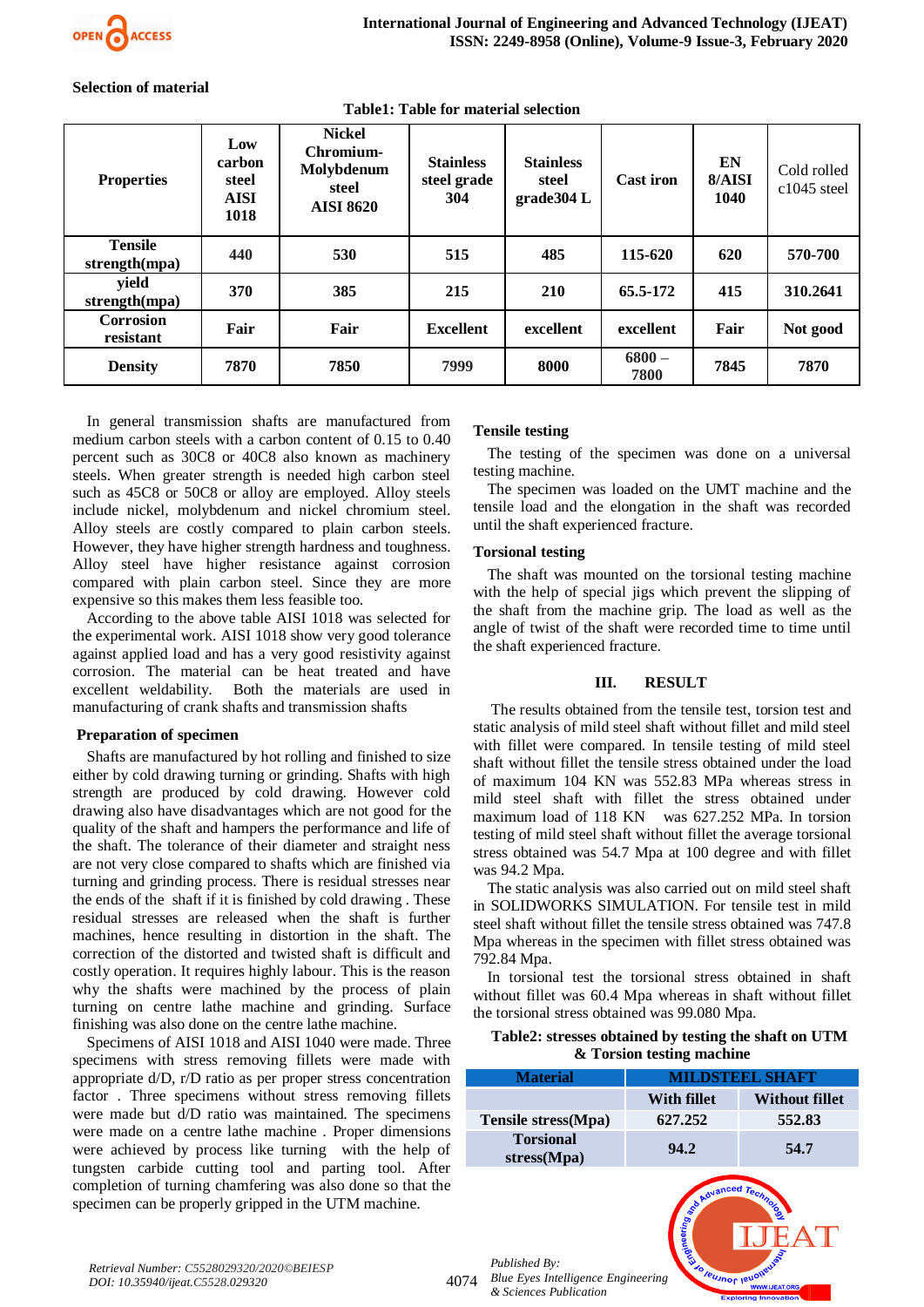**Selection of material**

**Table1: Table for material selection**

| **Properties** | **Low carbon steel AISI 1018** | **Nickel Chromium-Molybdenum steel AISI 8620** | **Stainless steel grade 304** | **Stainless steel grade304 L** | **Cast iron** | **EN 8/AISI 1040** | Cold rolled c1045 steel |
|---|---|---|---|---|---|---|---|
| **Tensile strength(mpa)** | **440** | **530** | **515** | **485** | **115-620** | **620** | **570-700** |
| **yield strength(mpa)** | **370** | **385** | **215** | **210** | **65.5-172** | **415** | **310.2641** |
| **Corrosion resistant** | **Fair** | **Fair** | **Excellent** | **excellent** | **excellent** | **Fair** | **Not good** |
| **Density** | **7870** | **7850** | **7999** | **8000** | **6800 – 7800** | **7845** | **7870** |

In general transmission shafts are manufactured from medium carbon steels with a carbon content of 0.15 to 0.40 percent such as 30C8 or 40C8 also known as machinery steels. When greater strength is needed high carbon steel such as 45C8 or 50C8 or alloy are employed. Alloy steels include nickel, molybdenum and nickel chromium steel. Alloy steels are costly compared to plain carbon steels. However, they have higher strength hardness and toughness. Alloy steel have higher resistance against corrosion compared with plain carbon steel. Since they are more expensive so this makes them less feasible too.

According to the above table AISI 1018 was selected for the experimental work. AISI 1018 show very good tolerance against applied load and has a very good resistivity against corrosion. The material can be heat treated and have excellent weldability. Both the materials are used in manufacturing of crank shafts and transmission shafts

**Preparation of specimen**

Shafts are manufactured by hot rolling and finished to size either by cold drawing turning or grinding. Shafts with high strength are produced by cold drawing. However cold drawing also have disadvantages which are not good for the quality of the shaft and hampers the performance and life of the shaft. The tolerance of their diameter and straight ness are not very close compared to shafts which are finished via turning and grinding process. There is residual stresses near the ends of the shaft if it is finished by cold drawing . These residual stresses are released when the shaft is further machines, hence resulting in distortion in the shaft. The correction of the distorted and twisted shaft is difficult and costly operation. It requires highly labour. This is the reason why the shafts were machined by the process of plain turning on centre lathe machine and grinding. Surface finishing was also done on the centre lathe machine.

Specimens of AISI 1018 and AISI 1040 were made. Three specimens with stress removing fillets were made with appropriate d/D, r/D ratio as per proper stress concentration factor . Three specimens without stress removing fillets were made but d/D ratio was maintained. The specimens were made on a centre lathe machine . Proper dimensions were achieved by processes like turning with the help of tungsten carbide cutting tool and parting tool. After completion of turning chamfering was also done so that the specimen can be properly gripped in the UTM machine.

**Tensile testing**

The testing of the specimen was done on a universal testing machine.

The specimen was loaded on the UMT machine and the tensile load and the elongation in the shaft was recorded until the shaft experienced fracture.

**Torsional testing**

The shaft was mounted on the torsional testing machine with the help of special jigs which prevent the slipping of the shaft from the machine grip. The load as well as the angle of twist of the shaft were recorded time to time until the shaft experienced fracture.

## III. RESULT

The results obtained from the tensile test, torsion test and static analysis of mild steel shaft without fillet and mild steel with fillet were compared. In tensile testing of mild steel shaft without fillet the tensile stress obtained under the load of maximum 104 KN was 552.83 MPa whereas stress in mild steel shaft with fillet the stress obtained under maximum load of 118 KN was 627.252 MPa. In torsion testing of mild steel shaft without fillet the average torsional stress obtained was 54.7 Mpa at 100 degree and with fillet was 94.2 Mpa.

The static analysis was also carried out on mild steel shaft in SOLIDWORKS SIMULATION. For tensile test in mild steel shaft without fillet the tensile stress obtained was 747.8 Mpa whereas in the specimen with fillet stress obtained was 792.84 Mpa.

In torsional test the torsional stress obtained in shaft without fillet was 60.4 Mpa whereas in shaft without fillet the torsional stress obtained was 99.080 Mpa.

**Table2: stresses obtained by testing the shaft on UTM & Torsion testing machine**

| **Material** | **MILDSTEEL SHAFT** | |
|---|---|---|
| | **With fillet** | **Without fillet** |
| **Tensile stress(Mpa)** | **627.252** | **552.83** |
| **Torsional stress(Mpa)** | **94.2** | **54.7** |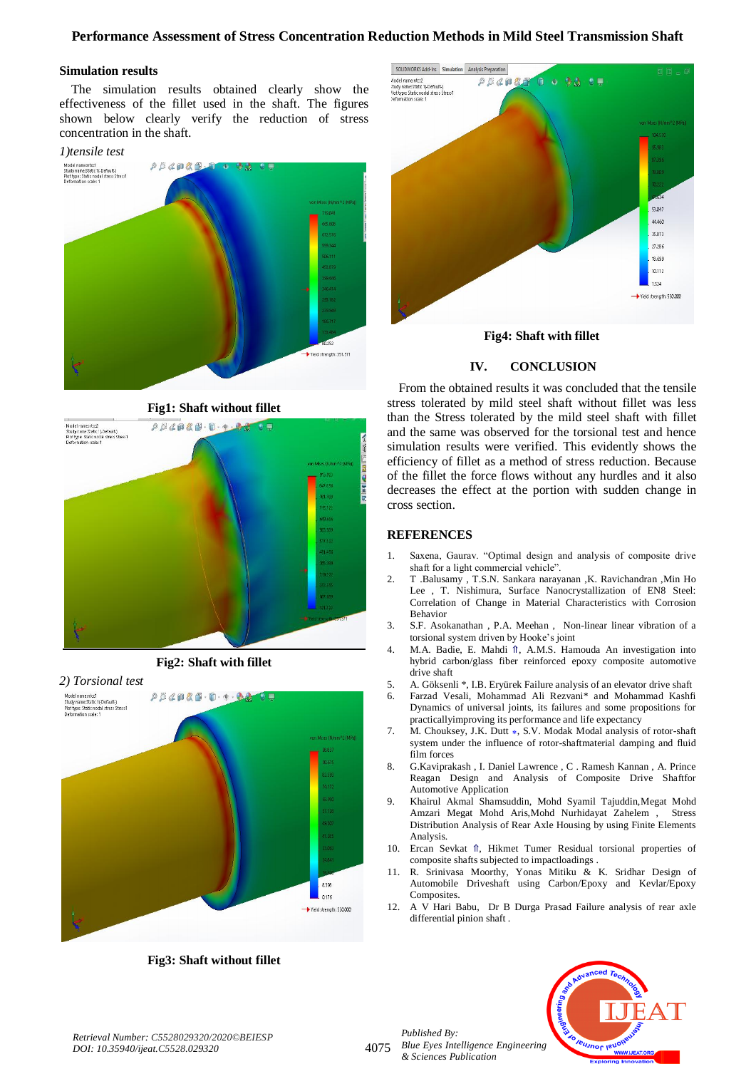### Simulation results

The simulation results obtained clearly show the effectiveness of the fillet used in the shaft. The figures shown below clearly verify the reduction of stress concentration in the shaft.

*1)tensile test*

**Fig1: Shaft without fillet**

**Fig2: Shaft with fillet**

*2) Torsional test*

**Fig3: Shaft without fillet**

**Fig4: Shaft with fillet**

## IV. CONCLUSION

From the obtained results it was concluded that the tensile stress tolerated by mild steel shaft without fillet was less than the Stress tolerated by the mild steel shaft with fillet and the same was observed for the torsional test and hence simulation results were verified. This evidently shows the efficiency of fillet as a method of stress reduction. Because of the fillet the force flows without any hurdles and it also decreases the effect at the portion with sudden change in cross section.

## REFERENCES

1. Saxena, Gaurav. "Optimal design and analysis of composite drive shaft for a light commercial vehicle".
2. T .Balusamy , T.S.N. Sankara narayanan ,K. Ravichandran ,Min Ho Lee , T. Nishimura, Surface Nanocrystallization of EN8 Steel: Correlation of Change in Material Characteristics with Corrosion Behavior
3. S.F. Asokanathan , P.A. Meehan , Non-linear linear vibration of a torsional system driven by Hooke's joint
4. M.A. Badie, E. Mahdi ⇑, A.M.S. Hamouda An investigation into hybrid carbon/glass fiber reinforced epoxy composite automotive drive shaft
5. A. Göksenli *, I.B. Eryürek Failure analysis of an elevator drive shaft
6. Farzad Vesali, Mohammad Ali Rezvani* and Mohammad Kashfi Dynamics of universal joints, its failures and some propositions for practicallyimproving its performance and life expectancy
7. M. Chouksey, J.K. Dutt ⁎, S.V. Modak Modal analysis of rotor-shaft system under the influence of rotor-shaftmaterial damping and fluid film forces
8. G.Kaviprakash , I. Daniel Lawrence , C . Ramesh Kannan , A. Prince Reagan Design and Analysis of Composite Drive Shaftfor Automotive Application
9. Khairul Akmal Shamsuddin, Mohd Syamil Tajuddin,Megat Mohd Amzari Megat Mohd Aris,Mohd Nurhidayat Zahelem , Stress Distribution Analysis of Rear Axle Housing by using Finite Elements Analysis.
10. Ercan Sevkat ⇑, Hikmet Tumer Residual torsional properties of composite shafts subjected to impactloadings .
11. R. Srinivasa Moorthy, Yonas Mitiku & K. Sridhar Design of Automobile Driveshaft using Carbon/Epoxy and Kevlar/Epoxy Composites.
12. A V Hari Babu, Dr B Durga Prasad Failure analysis of rear axle differential pinion shaft .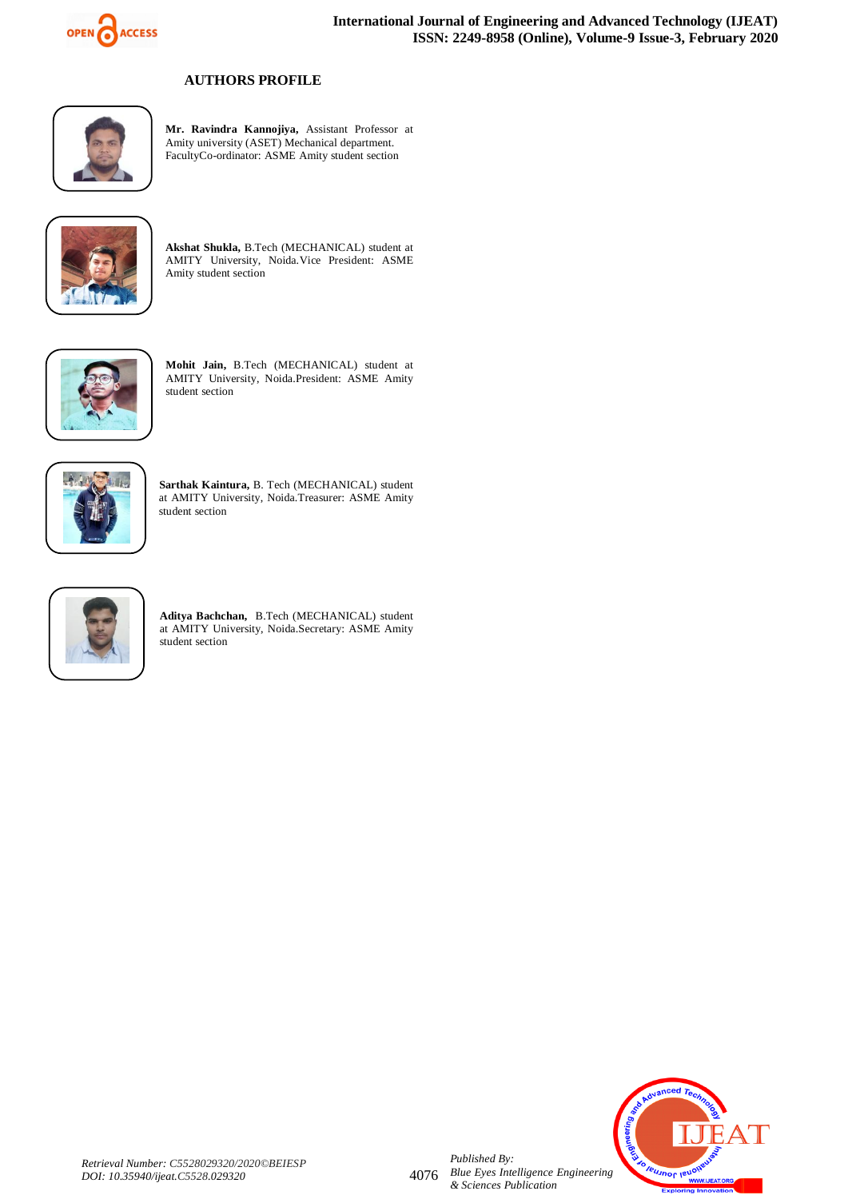## AUTHORS PROFILE

**Mr. Ravindra Kannojiya,** Assistant Professor at Amity university (ASET) Mechanical department. FacultyCo-ordinator: ASME Amity student section

**Akshat Shukla,** B.Tech (MECHANICAL) student at AMITY University, Noida.Vice President: ASME Amity student section

**Mohit Jain,** B.Tech (MECHANICAL) student at AMITY University, Noida.President: ASME Amity student section

**Sarthak Kaintura,** B. Tech (MECHANICAL) student at AMITY University, Noida.Treasurer: ASME Amity student section

**Aditya Bachchan,** B.Tech (MECHANICAL) student at AMITY University, Noida.Secretary: ASME Amity student section